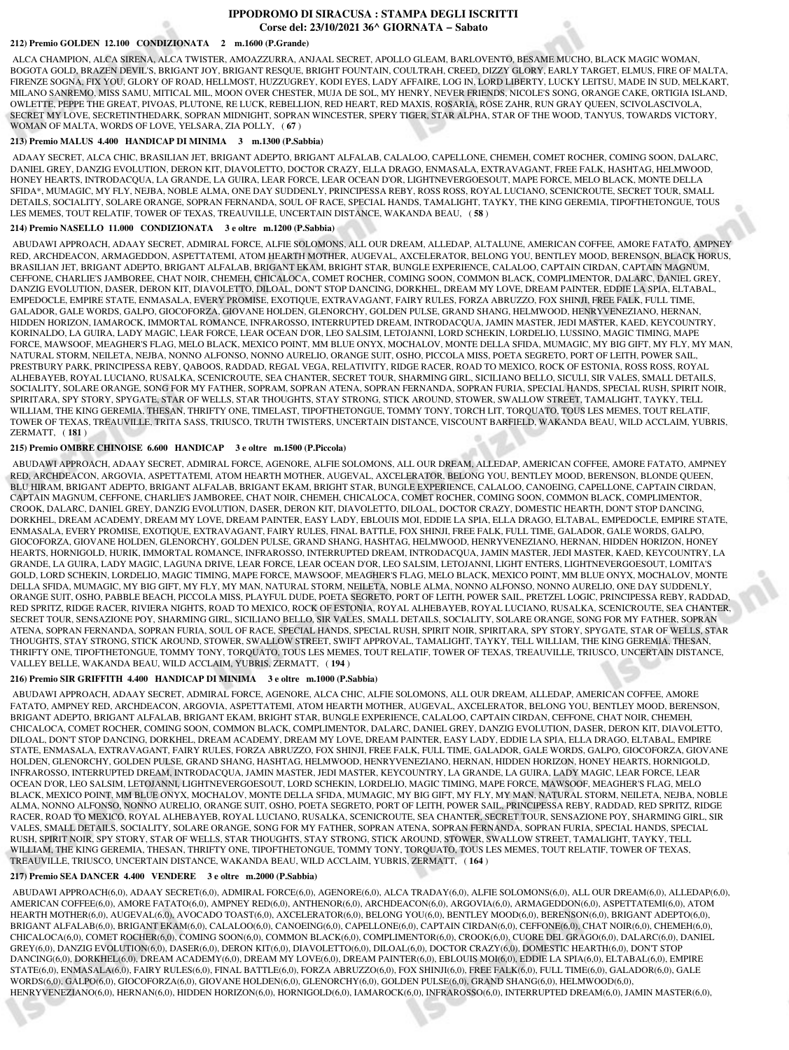# IPPODROMO DI SIRACUSA : STAMPA DEGLI ISCRITTI

## Corse del: 23/10/2021 36^ GIORNATA – Sabato

### 212) Premio GOLDEN 12.100 CONDIZIONATA 2 m.1600 (P.Grande)

ALCA CHAMPION, ALCA SIRENA, ALCA TWISTER, AMOAZZURRA, ANJAAL SECRET, APOLLO GLEAM, BARLOVENTO, BESAME MUCHO, BLACK MAGIC WOMAN, BOGOTA GOLD, BRAZEN DEVIL'S, BRIGANT JOY, BRIGANT RESQUE, BRIGHT FOUNTAIN, COULTRAH, CREED, DIZZY GLORY, EARLY TARGET, ELMUS, FIRE OF MALTA, FIRENZE SOGNA, FIX YOU, GLORY OF ROAD, HELLMOST, HUZZUGREY, KODI EYES, LADY AFFAIRE, LOG IN, LORD LIBERTY, LUCKY LEITSU, MADE IN SUD, MELKART, MILANO SANREMO, MISS SAMU, MITICAL MIL, MOON OVER CHESTER, MUJA DE SOL, MY HENRY, NEVER FRIENDS, NICOLE'S SONG, ORANGE CAKE, ORTIGIA ISLAND, OWLETTE, PEPPE THE GREAT, PIVOAS, PLUTONE, RE LUCK, REBELLION, RED HEART, RED MAXIS, ROSARIA, ROSE ZAHR, RUN GRAY QUEEN, SCIVOLASCIVOLA, SECRET MY LOVE, SECRETINTHEDARK, SOPRAN MIDNIGHT, SOPRAN WINCESTER, SPERY TIGER, STAR ALPHA, STAR OF THE WOOD, TANYUS, TOWARDS VICTORY, WOMAN OF MALTA, WORDS OF LOVE, YELSARA, ZIA POLLY, ( **67** )

### 213) Premio MALUS 4.400 HANDICAP DI MINIMA 3 m.1300 (P.Sabbia)

ADAAY SECRET, ALCA CHIC, BRASILIAN JET, BRIGANT ADEPTO, BRIGANT ALFALAB, CALALOO, CAPELLONE, CHEMEH, COMET ROCHER, COMING SOON, DALARC, DANIEL GREY, DANZIG EVOLUTION, DERON KIT, DIAVOLETTO, DOCTOR CRAZY, ELLA DRAGO, ENMASALA, EXTRAVAGANT, FREE FALK, HASHTAG, HELMWOOD, HONEY HEARTS, INTRODACQUA, LA GRANDE, LA GUIRA, LEAR FORCE, LEAR OCEAN D'OR, LIGHTNEVERGOESOUT, MAPE FORCE, MELO BLACK, MONTE DELLA SFIDA*, MUMAGIC, MY FLY, NEJBA, NOBLE ALMA, ONE DAY SUDDENLY, PRINCIPESSA REBY, ROSS ROSS, ROYAL LUCIANO, SCENICROUTE, SECRET TOUR, SMALL DETAILS, SOCIALITY, SOLARE ORANGE, SOPRAN FERNANDA, SOUL OF RACE, SPECIAL HANDS, TAMALIGHT, TAYKY, THE KING GEREMIA, TIPOFTHETONGUE, TOUS LES MEMES, TOUT RELATIF, TOWER OF TEXAS, TREAUVILLE, UNCERTAIN DISTANCE, WAKANDA BEAU, ( **58** )

### 214) Premio NASELLO 11.000 CONDIZIONATA 3 e oltre m.1200 (P.Sabbia)

ABUDAWI APPROACH, ADAAY SECRET, ADMIRAL FORCE, ALFIE SOLOMONS, ALL OUR DREAM, ALLEDAP, ALTALUNE, AMERICAN COFFEE, AMORE FATATO, AMPNEY RED, ARCHDEACON, ARMAGEDDON, ASPETTATEMI, ATOM HEARTH MOTHER, AUGEVAL, AXCELERATOR, BELONG YOU, BENTLEY MOOD, BERENSON, BLACK HORUS, BRASILIAN JET, BRIGANT ADEPTO, BRIGANT ALFALAB, BRIGANT EKAM, BRIGHT STAR, BUNGLE EXPERIENCE, CALALOO, CAPTAIN CIRDAN, CAPTAIN MAGNUM, CEFFONE, CHARLIE'S JAMBOREE, CHAT NOIR, CHEMEH, CHICALOCA, COMET ROCHER, COMING SOON, COMMON BLACK, COMPLIMENTOR, DALARC, DANIEL GREY, DANZIG EVOLUTION, DASER, DERON KIT, DIAVOLETTO, DILOAL, DON'T STOP DANCING, DORKHEL, DREAM MY LOVE, DREAM PAINTER, EDDIE LA SPIA, ELTABAL, EMPEDOCLE, EMPIRE STATE, ENMASALA, EVERY PROMISE, EXOTIQUE, EXTRAVAGANT, FAIRY RULES, FORZA ABRUZZO, FOX SHINJI, FREE FALK, FULL TIME, GALADOR, GALE WORDS, GALPO, GIOCOFORZA, GIOVANE HOLDEN, GLENORCHY, GOLDEN PULSE, GRAND SHANG, HELMWOOD, HENRYVENEZIANO, HERNAN, HIDDEN HORIZON, IAMAROCK, IMMORTAL ROMANCE, INFRAROSSO, INTERRUPTED DREAM, INTRODACQUA, JAMIN MASTER, JEDI MASTER, KAED, KEYCOUNTRY, KORINALDO, LA GUIRA, LADY MAGIC, LEAR FORCE, LEAR OCEAN D'OR, LEO SALSIM, LETOJANNI, LORD SCHEKIN, LORDELIO, LUSSINO, MAGIC TIMING, MAPE FORCE, MAWSOOF, MEAGHER'S FLAG, MELO BLACK, MEXICO POINT, MM BLUE ONYX, MOCHALOV, MONTE DELLA SFIDA, MUMAGIC, MY BIG GIFT, MY FLY, MY MAN, NATURAL STORM, NEILETA, NEJBA, NONNO ALFONSO, NONNO AURELIO, ORANGE SUIT, OSHO, PICCOLA MISS, POETA SEGRETO, PORT OF LEITH, POWER SAIL, PRESTBURY PARK, PRINCIPESSA REBY, QABOOS, RADDAD, REGAL VEGA, RELATIVITY, RIDGE RACER, ROAD TO MEXICO, ROCK OF ESTONIA, ROSS ROSS, ROYAL ALHEBAYEB, ROYAL LUCIANO, RUSALKA, SCENICROUTE, SEA CHANTER, SECRET TOUR, SHARMING GIRL, SICILIANO BELLO, SICULI, SIR VALES, SMALL DETAILS, SOCIALITY, SOLARE ORANGE, SONG FOR MY FATHER, SOPRAM, SOPRAN ATENA, SOPRAN FERNANDA, SOPRAN FURIA, SPECIAL HANDS, SPECIAL RUSH, SPIRIT NOIR, SPIRITARA, SPY STORY, SPYGATE, STAR OF WELLS, STAR THOUGHTS, STAY STRONG, STICK AROUND, STOWER, SWALLOW STREET, TAMALIGHT, TAYKY, TELL WILLIAM, THE KING GEREMIA, THESAN, THRIFTY ONE, TIMELAST, TIPOFTHETONGUE, TOMMY TONY, TORCH LIT, TORQUATO, TOUS LES MEMES, TOUT RELATIF, TOWER OF TEXAS, TREAUVILLE, TRITA SASS, TRIUSCO, TRUTH TWISTERS, UNCERTAIN DISTANCE, VISCOUNT BARFIELD, WAKANDA BEAU, WILD ACCLAIM, YUBRIS, ZERMATT, ( **181** )

### 215) Premio OMBRE CHINOISE 6.600 HANDICAP 3 e oltre m.1500 (P.Piccola)

ABUDAWI APPROACH, ADAAY SECRET, ADMIRAL FORCE, AGENORE, ALFIE SOLOMONS, ALL OUR DREAM, ALLEDAP, AMERICAN COFFEE, AMORE FATATO, AMPNEY RED, ARCHDEACON, ARGOVIA, ASPETTATEMI, ATOM HEARTH MOTHER, AUGEVAL, AXCELERATOR, BELONG YOU, BENTLEY MOOD, BERENSON, BLONDE QUEEN, BLU HIRAM, BRIGANT ADEPTO, BRIGANT ALFALAB, BRIGANT EKAM, BRIGHT STAR, BUNGLE EXPERIENCE, CALALOO, CANOEING, CAPELLONE, CAPTAIN CIRDAN, CAPTAIN MAGNUM, CEFFONE, CHARLIE'S JAMBOREE, CHAT NOIR, CHEMEH, CHICALOCA, COMET ROCHER, COMING SOON, COMMON BLACK, COMPLIMENTOR, CROOK, DALARC, DANIEL GREY, DANZIG EVOLUTION, DASER, DERON KIT, DIAVOLETTO, DILOAL, DOCTOR CRAZY, DOMESTIC HEARTH, DON'T STOP DANCING, DORKHEL, DREAM ACADEMY, DREAM MY LOVE, DREAM PAINTER, EASY LADY, EBLOUIS MOI, EDDIE LA SPIA, ELLA DRAGO, ELTABAL, EMPEDOCLE, EMPIRE STATE, ENMASALA, EVERY PROMISE, EXOTIQUE, EXTRAVAGANT, FAIRY RULES, FINAL BATTLE, FOX SHINJI, FREE FALK, FULL TIME, GALADOR, GALE WORDS, GALPO, GIOCOFORZA, GIOVANE HOLDEN, GLENORCHY, GOLDEN PULSE, GRAND SHANG, HASHTAG, HELMWOOD, HENRYVENEZIANO, HERNAN, HIDDEN HORIZON, HONEY HEARTS, HORNIGOLD, HURIK, IMMORTAL ROMANCE, INFRAROSSO, INTERRUPTED DREAM, INTRODACQUA, JAMIN MASTER, JEDI MASTER, KAED, KEYCOUNTRY, LA GRANDE, LA GUIRA, LADY MAGIC, LAGUNA DRIVE, LEAR FORCE, LEAR OCEAN D'OR, LEO SALSIM, LETOJANNI, LIGHT ENTERS, LIGHTNEVERGOESOUT, LOMITA'S GOLD, LORD SCHEKIN, LORDELIO, MAGIC TIMING, MAPE FORCE, MAWSOOF, MEAGHER'S FLAG, MELO BLACK, MEXICO POINT, MM BLUE ONYX, MOCHALOV, MONTE DELLA SFIDA, MUMAGIC, MY BIG GIFT, MY FLY, MY MAN, NATURAL STORM, NEILETA, NOBLE ALMA, NONNO ALFONSO, NONNO AURELIO, ONE DAY SUDDENLY, ORANGE SUIT, OSHO, PABBLE BEACH, PICCOLA MISS, PLAYFUL DUDE, POETA SEGRETO, PORT OF LEITH, POWER SAIL, PRETZEL LOGIC, PRINCIPESSA REBY, RADDAD, RED SPRITZ, RIDGE RACER, RIVIERA NIGHTS, ROAD TO MEXICO, ROCK OF ESTONIA, ROYAL ALHEBAYEB, ROYAL LUCIANO, RUSALKA, SCENICROUTE, SEA CHANTER, SECRET TOUR, SENSAZIONE POY, SHARMING GIRL, SICILIANO BELLO, SIR VALES, SMALL DETAILS, SOCIALITY, SOLARE ORANGE, SONG FOR MY FATHER, SOPRAN ATENA, SOPRAN FERNANDA, SOPRAN FURIA, SOUL OF RACE, SPECIAL HANDS, SPECIAL RUSH, SPIRIT NOIR, SPIRITARA, SPY STORY, SPYGATE, STAR OF WELLS, STAR THOUGHTS, STAY STRONG, STICK AROUND, STOWER, SWALLOW STREET, SWIFT APPROVAL, TAMALIGHT, TAYKY, TELL WILLIAM, THE KING GEREMIA, THESAN, THRIFTY ONE, TIPOFTHETONGUE, TOMMY TONY, TORQUATO, TOUS LES MEMES, TOUT RELATIF, TOWER OF TEXAS, TREAUVILLE, TRIUSCO, UNCERTAIN DISTANCE, VALLEY BELLE, WAKANDA BEAU, WILD ACCLAIM, YUBRIS, ZERMATT, ( **194** )

### 216) Premio SIR GRIFFITH 4.400 HANDICAP DI MINIMA 3 e oltre m.1000 (P.Sabbia)

ABUDAWI APPROACH, ADAAY SECRET, ADMIRAL FORCE, AGENORE, ALCA CHIC, ALFIE SOLOMONS, ALL OUR DREAM, ALLEDAP, AMERICAN COFFEE, AMORE FATATO, AMPNEY RED, ARCHDEACON, ARGOVIA, ASPETTATEMI, ATOM HEARTH MOTHER, AUGEVAL, AXCELERATOR, BELONG YOU, BENTLEY MOOD, BERENSON, BRIGANT ADEPTO, BRIGANT ALFALAB, BRIGANT EKAM, BRIGHT STAR, BUNGLE EXPERIENCE, CALALOO, CAPTAIN CIRDAN, CEFFONE, CHAT NOIR, CHEMEH, CHICALOCA, COMET ROCHER, COMING SOON, COMMON BLACK, COMPLIMENTOR, DALARC, DANIEL GREY, DANZIG EVOLUTION, DASER, DERON KIT, DIAVOLETTO, DILOAL, DON'T STOP DANCING, DORKHEL, DREAM ACADEMY, DREAM MY LOVE, DREAM PAINTER, EASY LADY, EDDIE LA SPIA, ELLA DRAGO, ELTABAL, EMPIRE STATE, ENMASALA, EXTRAVAGANT, FAIRY RULES, FORZA ABRUZZO, FOX SHINJI, FREE FALK, FULL TIME, GALADOR, GALE WORDS, GALPO, GIOCOFORZA, GIOVANE HOLDEN, GLENORCHY, GOLDEN PULSE, GRAND SHANG, HASHTAG, HELMWOOD, HENRYVENEZIANO, HERNAN, HIDDEN HORIZON, HONEY HEARTS, HORNIGOLD, INFRAROSSO, INTERRUPTED DREAM, INTRODACQUA, JAMIN MASTER, JEDI MASTER, KEYCOUNTRY, LA GRANDE, LA GUIRA, LADY MAGIC, LEAR FORCE, LEAR OCEAN D'OR, LEO SALSIM, LETOJANNI, LIGHTNEVERGOESOUT, LORD SCHEKIN, LORDELIO, MAGIC TIMING, MAPE FORCE, MAWSOOF, MEAGHER'S FLAG, MELO BLACK, MEXICO POINT, MM BLUE ONYX, MOCHALOV, MONTE DELLA SFIDA, MUMAGIC, MY BIG GIFT, MY FLY, MY MAN, NATURAL STORM, NEILETA, NEJBA, NOBLE ALMA, NONNO ALFONSO, NONNO AURELIO, ORANGE SUIT, OSHO, POETA SEGRETO, PORT OF LEITH, POWER SAIL, PRINCIPESSA REBY, RADDAD, RED SPRITZ, RIDGE RACER, ROAD TO MEXICO, ROYAL ALHEBAYEB, ROYAL LUCIANO, RUSALKA, SCENICROUTE, SEA CHANTER, SECRET TOUR, SENSAZIONE POY, SHARMING GIRL, SIR VALES, SMALL DETAILS, SOCIALITY, SOLARE ORANGE, SONG FOR MY FATHER, SOPRAN ATENA, SOPRAN FERNANDA, SOPRAN FURIA, SPECIAL HANDS, SPECIAL RUSH, SPIRIT NOIR, SPY STORY, STAR OF WELLS, STAR THOUGHTS, STAY STRONG, STICK AROUND, STOWER, SWALLOW STREET, TAMALIGHT, TAYKY, TELL WILLIAM, THE KING GEREMIA, THESAN, THRIFTY ONE, TIPOFTHETONGUE, TOMMY TONY, TORQUATO, TOUS LES MEMES, TOUT RELATIF, TOWER OF TEXAS, TREAUVILLE, TRIUSCO, UNCERTAIN DISTANCE, WAKANDA BEAU, WILD ACCLAIM, YUBRIS, ZERMATT, ( **164** )

### 217) Premio SEA DANCER 4.400 VENDERE 3 e oltre m.2000 (P.Sabbia)

ABUDAWI APPROACH(6,0), ADAAY SECRET(6,0), ADMIRAL FORCE(6,0), AGENORE(6,0), ALCA TRADAY(6,0), ALFIE SOLOMONS(6,0), ALL OUR DREAM(6,0), ALLEDAP(6,0), AMERICAN COFFEE(6,0), AMORE FATATO(6,0), AMPNEY RED(6,0), ANTHENOR(6,0), ARCHDEACON(6,0), ARGOVIA(6,0), ARMAGEDDON(6,0), ASPETTATEMI(6,0), ATOM HEARTH MOTHER(6,0), AUGEVAL(6,0), AVOCADO TOAST(6,0), AXCELERATOR(6,0), BELONG YOU(6,0), BENTLEY MOOD(6,0), BERENSON(6,0), BRIGANT ADEPTO(6,0), BRIGANT ALFALAB(6,0), BRIGANT EKAM(6,0), CALALOO(6,0), CANOEING(6,0), CAPELLONE(6,0), CAPTAIN CIRDAN(6,0), CEFFONE(6,0), CHAT NOIR(6,0), CHEMEH(6,0), CHICALOCA(6,0), COMET ROCHER(6,0), COMING SOON(6,0), COMMON BLACK(6,0), COMPLIMENTOR(6,0), CROOK(6,0), CUORE DEL GRAGO(6,0), DALARC(6,0), DANIEL GREY(6,0), DANZIG EVOLUTION(6,0), DASER(6,0), DERON KIT(6,0), DIAVOLETTO(6,0), DILOAL(6,0), DOCTOR CRAZY(6,0), DOMESTIC HEARTH(6,0), DON'T STOP DANCING(6,0), DORKHEL(6,0), DREAM ACADEMY(6,0), DREAM MY LOVE(6,0), DREAM PAINTER(6,0), EBLOUIS MOI(6,0), EDDIE LA SPIA(6,0), ELTABAL(6,0), EMPIRE STATE(6,0), ENMASALA(6,0), FAIRY RULES(6,0), FINAL BATTLE(6,0), FORZA ABRUZZO(6,0), FOX SHINJI(6,0), FREE FALK(6,0), FULL TIME(6,0), GALADOR(6,0), GALE WORDS(6,0), GALPO(6,0), GIOCOFORZA(6,0), GIOVANE HOLDEN(6,0), GLENORCHY(6,0), GOLDEN PULSE(6,0), GRAND SHANG(6,0), HELMWOOD(6,0), HENRYVENEZIANO(6,0), HERNAN(6,0), HIDDEN HORIZON(6,0), HORNIGOLD(6,0), IAMAROCK(6,0), INFRAROSSO(6,0), INTERRUPTED DREAM(6,0), JAMIN MASTER(6,0),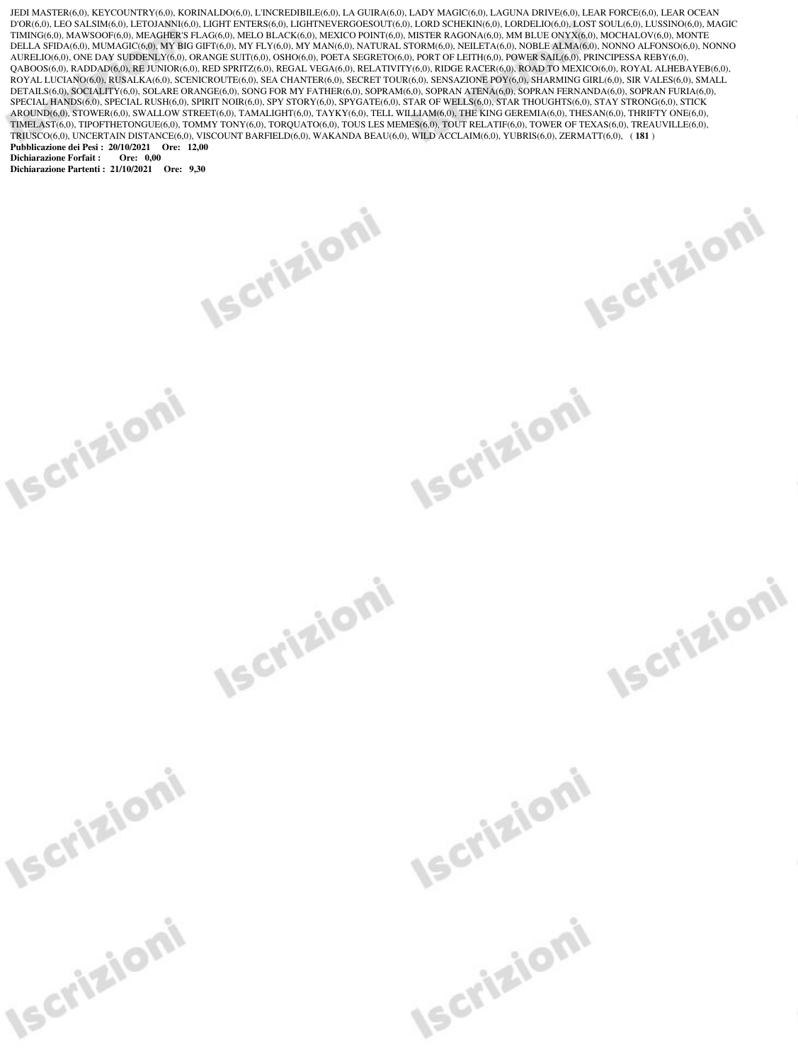JEDI MASTER(6,0), KEYCOUNTRY(6,0), KORINALDO(6,0), L'INCREDIBILE(6,0), LA GUIRA(6,0), LADY MAGIC(6,0), LAGUNA DRIVE(6,0), LEAR FORCE(6,0), LEAR OCEAN D'OR(6,0), LEO SALSIM(6,0), LETOJANNI(6,0), LIGHT ENTERS(6,0), LIGHTNEVERGOESOUT(6,0), LORD SCHEKIN(6,0), LORDELIO(6,0), LOST SOUL(6,0), LUSSINO(6,0), MAGIC TIMING(6,0), MAWSOOF(6,0), MEAGHER'S FLAG(6,0), MELO BLACK(6,0), MEXICO POINT(6,0), MISTER RAGONA(6,0), MM BLUE ONYX(6,0), MOCHALOV(6,0), MONTE DELLA SFIDA(6,0), MUMAGIC(6,0), MY BIG GIFT(6,0), MY FLY(6,0), MY MAN(6,0), NATURAL STORM(6,0), NEILETA(6,0), NOBLE ALMA(6,0), NONNO ALFONSO(6,0), NONNO AURELIO(6,0), ONE DAY SUDDENLY(6,0), ORANGE SUIT(6,0), OSHO(6,0), POETA SEGRETO(6,0), PORT OF LEITH(6,0), POWER SAIL(6,0), PRINCIPESSA REBY(6,0), QABOOS(6,0), RADDAD(6,0), RE JUNIOR(6,0), RED SPRITZ(6,0), REGAL VEGA(6,0), RELATIVITY(6,0), RIDGE RACER(6,0), ROAD TO MEXICO(6,0), ROYAL ALHEBAYEB(6,0), ROYAL LUCIANO(6,0), RUSALKA(6,0), SCENICROUTE(6,0), SEA CHANTER(6,0), SECRET TOUR(6,0), SENSAZIONE POY(6,0), SHARMING GIRL(6,0), SIR VALES(6,0), SMALL DETAILS(6,0), SOCIALITY(6,0), SOLARE ORANGE(6,0), SONG FOR MY FATHER(6,0), SOPRAM(6,0), SOPRAN ATENA(6,0), SOPRAN FERNANDA(6,0), SOPRAN FURIA(6,0), SPECIAL HANDS(6,0), SPECIAL RUSH(6,0), SPIRIT NOIR(6,0), SPY STORY(6,0), SPYGATE(6,0), STAR OF WELLS(6,0), STAR THOUGHTS(6,0), STAY STRONG(6,0), STICK AROUND(6,0), STOWER(6,0), SWALLOW STREET(6,0), TAMALIGHT(6,0), TAYKY(6,0), TELL WILLIAM(6,0), THE KING GEREMIA(6,0), THESAN(6,0), THRIFTY ONE(6,0), TIMELAST(6,0), TIPOFTHETONGUE(6,0), TOMMY TONY(6,0), TORQUATO(6,0), TOUS LES MEMES(6,0), TOUT RELATIF(6,0), TOWER OF TEXAS(6,0), TREAUVILLE(6,0), TRIUSCO(6,0), UNCERTAIN DISTANCE(6,0), VISCOUNT BARFIELD(6,0), WAKANDA BEAU(6,0), WILD ACCLAIM(6,0), YUBRIS(6,0), ZERMATT(6,0), ( **181** )

**Pubblicazione dei Pesi : 20/10/2021 Ore: 12,00**
**Dichiarazione Forfait : Ore: 0,00**
**Dichiarazione Partenti : 21/10/2021 Ore: 9,30**